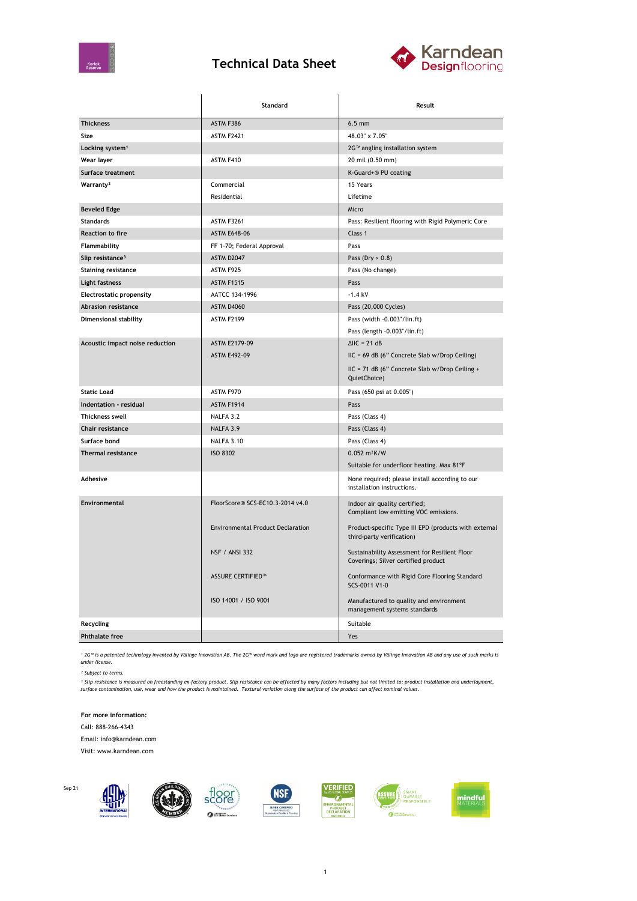# Technical Data Sheet

| | Standard | Result |
|---|---|---|
| **Thickness** | ASTM F386 | 6.5 mm |
| **Size** | ASTM F2421 | 48.03" x 7.05" |
| **Locking system**[1] | | 2G™ angling installation system |
| **Wear layer** | ASTM F410 | 20 mil (0.50 mm) |
| **Surface treatment** | | K-Guard+® PU coating |
| **Warranty**[2] | Commercial | 15 Years |
| | Residential | Lifetime |
| **Beveled Edge** | | Micro |
| **Standards** | ASTM F3261 | Pass: Resilient flooring with Rigid Polymeric Core |
| **Reaction to fire** | ASTM E648-06 | Class 1 |
| **Flammability** | FF 1-70; Federal Approval | Pass |
| **Slip resistance**[3] | ASTM D2047 | Pass (Dry > 0.8) |
| **Staining resistance** | ASTM F925 | Pass (No change) |
| **Light fastness** | ASTM F1515 | Pass |
| **Electrostatic propensity** | AATCC 134-1996 | -1.4 kV |
| **Abrasion resistance** | ASTM D4060 | Pass (20,000 Cycles) |
| **Dimensional stability** | ASTM F2199 | Pass (width -0.003"/lin.ft) |
| | | Pass (length -0.003"/lin.ft) |
| **Acoustic impact noise reduction** | ASTM E2179-09 | ΔIIC = 21 dB |
| | ASTM E492-09 | IIC = 69 dB (6" Concrete Slab w/Drop Ceiling) |
| | | IIC = 71 dB (6" Concrete Slab w/Drop Ceiling + QuietChoice) |
| **Static Load** | ASTM F970 | Pass (650 psi at 0.005") |
| **Indentation - residual** | ASTM F1914 | Pass |
| **Thickness swell** | NALFA 3.2 | Pass (Class 4) |
| **Chair resistance** | NALFA 3.9 | Pass (Class 4) |
| **Surface bond** | NALFA 3.10 | Pass (Class 4) |
| **Thermal resistance** | ISO 8302 | 0.052 $m^2K/W$ |
| | | Suitable for underfloor heating. Max 81ºF |
| **Adhesive** | | None required; please install according to our installation instructions. |
| **Environmental** | FloorScore® SCS-EC10.3-2014 v4.0 | Indoor air quality certified; Compliant low emitting VOC emissions. |
| | Environmental Product Declaration | Product-specific Type III EPD (products with external third-party verification) |
| | NSF / ANSI 332 | Sustainability Assessment for Resilient Floor Coverings; Silver certified product |
| | ASSURE CERTIFIED™ | Conformance with Rigid Core Flooring Standard SCS-0011 V1-0 |
| | ISO 14001 / ISO 9001 | Manufactured to quality and environment management systems standards |
| **Recycling** | | Suitable |
| **Phthalate free** | | Yes |

*[1] 2G™ is a patented technology invented by Välinge Innovation AB. The 2G™ word mark and logo are registered trademarks owned by Välinge Innovation AB and any use of such marks is under license.*

*[2] Subject to terms.*

*[3] Slip resistance is measured on freestanding ex-factory product. Slip resistance can be affected by many factors including but not limited to: product installation and underlayment, surface contamination, use, wear and how the product is maintained. Textural variation along the surface of the product can affect nominal values.*

**For more information:**

Call: 888-266-4343

Email: info@karndean.com

Visit: www.karndean.com

Sep 21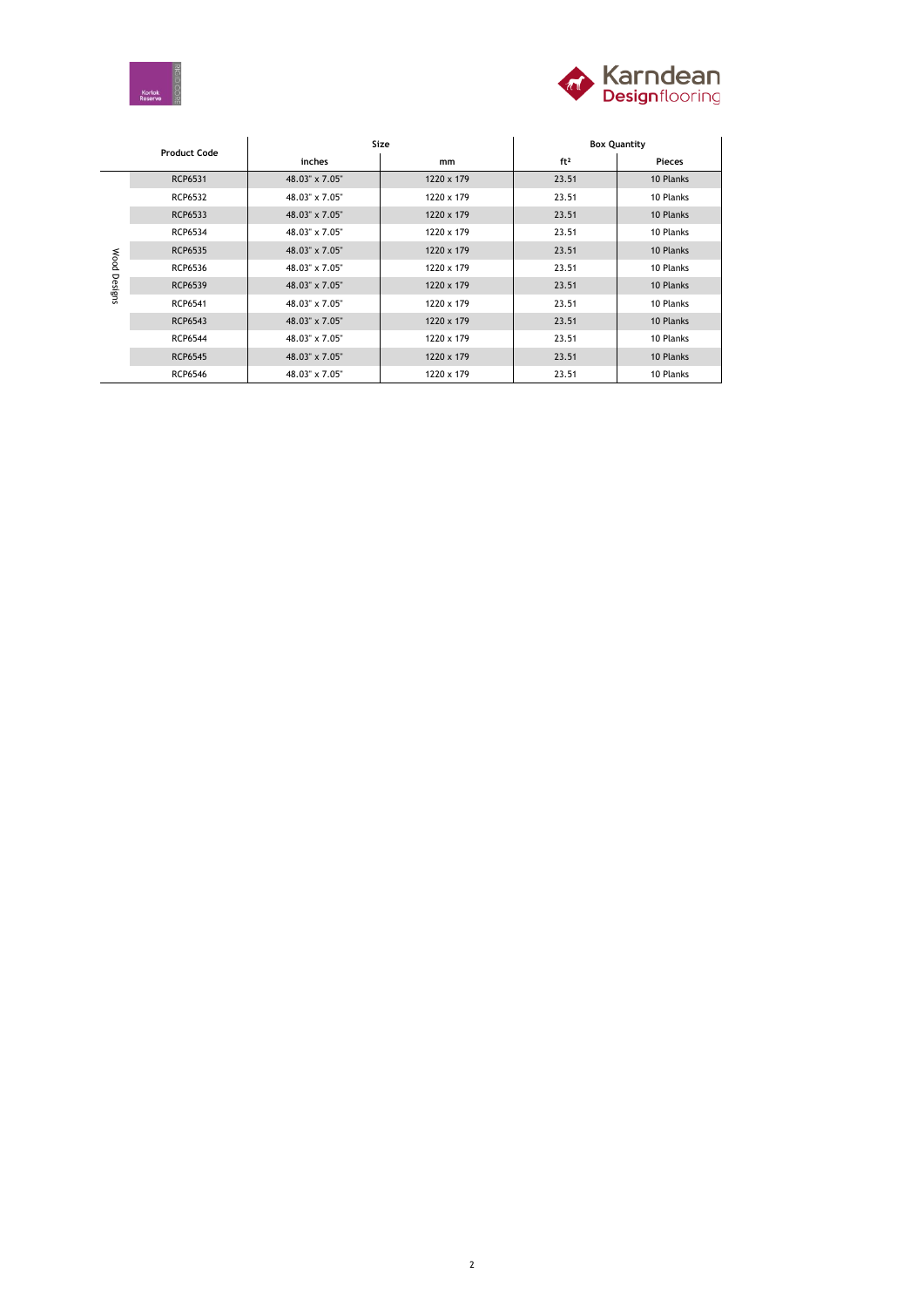| | Product Code | Size | | Box Quantity | |
|---|---|---|---|---|---|
| | | inches | mm | ft² | Pieces |
| Wood Designs | RCP6531 | 48.03" x 7.05" | 1220 x 179 | 23.51 | 10 Planks |
| | RCP6532 | 48.03" x 7.05" | 1220 x 179 | 23.51 | 10 Planks |
| | RCP6533 | 48.03" x 7.05" | 1220 x 179 | 23.51 | 10 Planks |
| | RCP6534 | 48.03" x 7.05" | 1220 x 179 | 23.51 | 10 Planks |
| | RCP6535 | 48.03" x 7.05" | 1220 x 179 | 23.51 | 10 Planks |
| | RCP6536 | 48.03" x 7.05" | 1220 x 179 | 23.51 | 10 Planks |
| | RCP6539 | 48.03" x 7.05" | 1220 x 179 | 23.51 | 10 Planks |
| | RCP6541 | 48.03" x 7.05" | 1220 x 179 | 23.51 | 10 Planks |
| | RCP6543 | 48.03" x 7.05" | 1220 x 179 | 23.51 | 10 Planks |
| | RCP6544 | 48.03" x 7.05" | 1220 x 179 | 23.51 | 10 Planks |
| | RCP6545 | 48.03" x 7.05" | 1220 x 179 | 23.51 | 10 Planks |
| | RCP6546 | 48.03" x 7.05" | 1220 x 179 | 23.51 | 10 Planks |